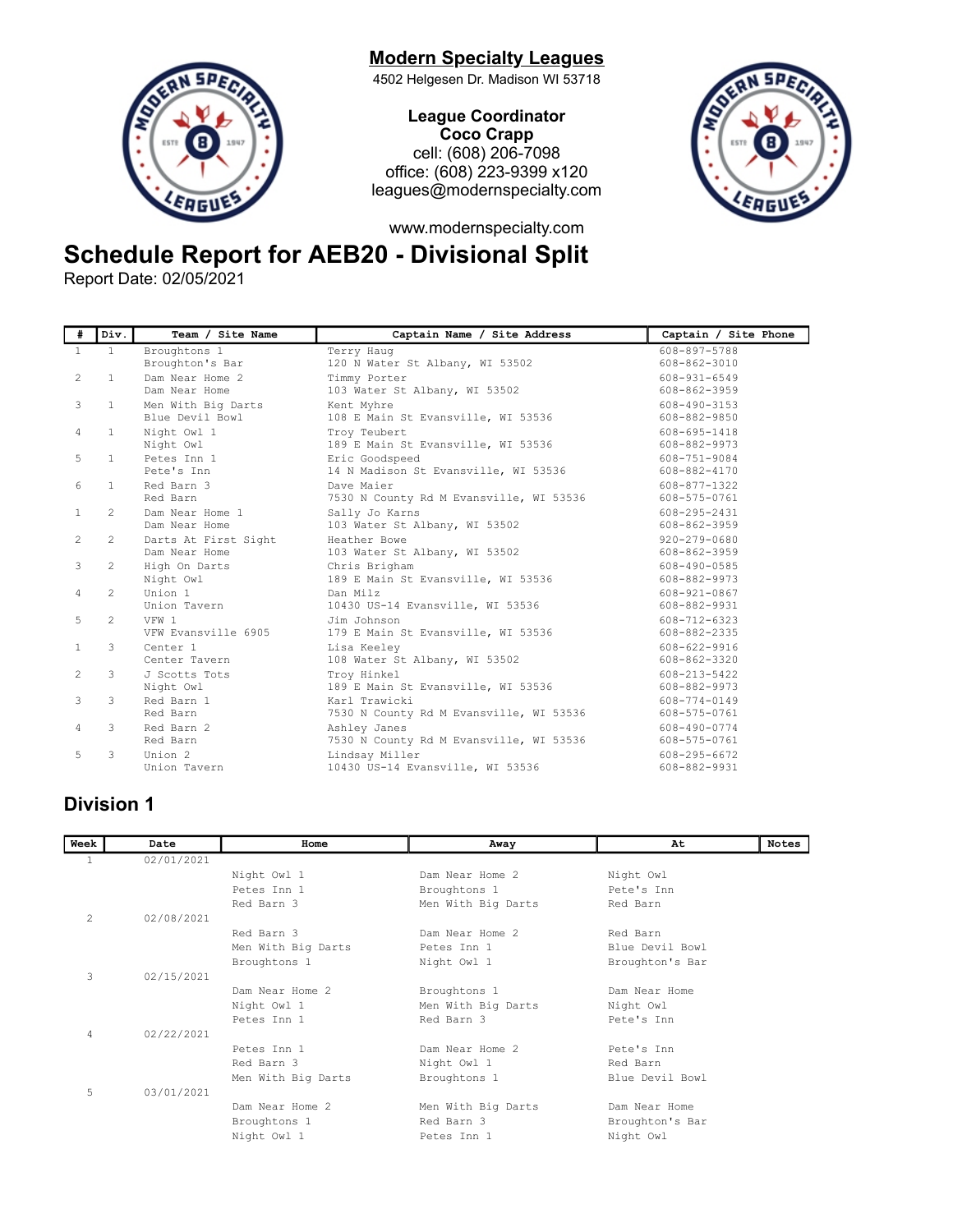## Modern Specialty Leagues

4502 Helgesen Dr. Madison WI 53718

**League Coordinator**
**Coco Crapp**
cell: (608) 206-7098
office: (608) 223-9399 x120
leagues@modernspecialty.com

www.modernspecialty.com

# Schedule Report for AEB20 - Divisional Split

Report Date: 02/05/2021

| # | Div. | Team / Site Name | Captain Name / Site Address | Captain / Site Phone |
|---|---|---|---|---|
| 1 | 1 | Broughtons 1<br>Broughton's Bar | Terry Haug<br>120 N Water St Albany, WI 53502 | 608-897-5788<br>608-862-3010 |
| 2 | 1 | Dam Near Home 2<br>Dam Near Home | Timmy Porter<br>103 Water St Albany, WI 53502 | 608-931-6549<br>608-862-3959 |
| 3 | 1 | Men With Big Darts<br>Blue Devil Bowl | Kent Myhre<br>108 E Main St Evansville, WI 53536 | 608-490-3153<br>608-882-9850 |
| 4 | 1 | Night Owl 1<br>Night Owl | Troy Teubert<br>189 E Main St Evansville, WI 53536 | 608-695-1418<br>608-882-9973 |
| 5 | 1 | Petes Inn 1<br>Pete's Inn | Eric Goodspeed<br>14 N Madison St Evansville, WI 53536 | 608-751-9084<br>608-882-4170 |
| 6 | 1 | Red Barn 3<br>Red Barn | Dave Maier<br>7530 N County Rd M Evansville, WI 53536 | 608-877-1322<br>608-575-0761 |
| 1 | 2 | Dam Near Home 1<br>Dam Near Home | Sally Jo Karns<br>103 Water St Albany, WI 53502 | 608-295-2431<br>608-862-3959 |
| 2 | 2 | Darts At First Sight<br>Dam Near Home | Heather Bowe<br>103 Water St Albany, WI 53502 | 920-279-0680<br>608-862-3959 |
| 3 | 2 | High On Darts<br>Night Owl | Chris Brigham<br>189 E Main St Evansville, WI 53536 | 608-490-0585<br>608-882-9973 |
| 4 | 2 | Union 1<br>Union Tavern | Dan Milz<br>10430 US-14 Evansville, WI 53536 | 608-921-0867<br>608-882-9931 |
| 5 | 2 | VFW 1<br>VFW Evansville 6905 | Jim Johnson<br>179 E Main St Evansville, WI 53536 | 608-712-6323<br>608-882-2335 |
| 1 | 3 | Center 1<br>Center Tavern | Lisa Keeley<br>108 Water St Albany, WI 53502 | 608-622-9916<br>608-862-3320 |
| 2 | 3 | J Scotts Tots<br>Night Owl | Troy Hinkel<br>189 E Main St Evansville, WI 53536 | 608-213-5422<br>608-882-9973 |
| 3 | 3 | Red Barn 1<br>Red Barn | Karl Trawicki<br>7530 N County Rd M Evansville, WI 53536 | 608-774-0149<br>608-575-0761 |
| 4 | 3 | Red Barn 2<br>Red Barn | Ashley Janes<br>7530 N County Rd M Evansville, WI 53536 | 608-490-0774<br>608-575-0761 |
| 5 | 3 | Union 2<br>Union Tavern | Lindsay Miller<br>10430 US-14 Evansville, WI 53536 | 608-295-6672<br>608-882-9931 |

## Division 1

| Week | Date | Home | Away | At | Notes |
|---|---|---|---|---|---|
| 1 | 02/01/2021 | | | | |
| | | Night Owl 1 | Dam Near Home 2 | Night Owl | |
| | | Petes Inn 1 | Broughtons 1 | Pete's Inn | |
| | | Red Barn 3 | Men With Big Darts | Red Barn | |
| 2 | 02/08/2021 | | | | |
| | | Red Barn 3 | Dam Near Home 2 | Red Barn | |
| | | Men With Big Darts | Petes Inn 1 | Blue Devil Bowl | |
| | | Broughtons 1 | Night Owl 1 | Broughton's Bar | |
| 3 | 02/15/2021 | | | | |
| | | Dam Near Home 2 | Broughtons 1 | Dam Near Home | |
| | | Night Owl 1 | Men With Big Darts | Night Owl | |
| | | Petes Inn 1 | Red Barn 3 | Pete's Inn | |
| 4 | 02/22/2021 | | | | |
| | | Petes Inn 1 | Dam Near Home 2 | Pete's Inn | |
| | | Red Barn 3 | Night Owl 1 | Red Barn | |
| | | Men With Big Darts | Broughtons 1 | Blue Devil Bowl | |
| 5 | 03/01/2021 | | | | |
| | | Dam Near Home 2 | Men With Big Darts | Dam Near Home | |
| | | Broughtons 1 | Red Barn 3 | Broughton's Bar | |
| | | Night Owl 1 | Petes Inn 1 | Night Owl | |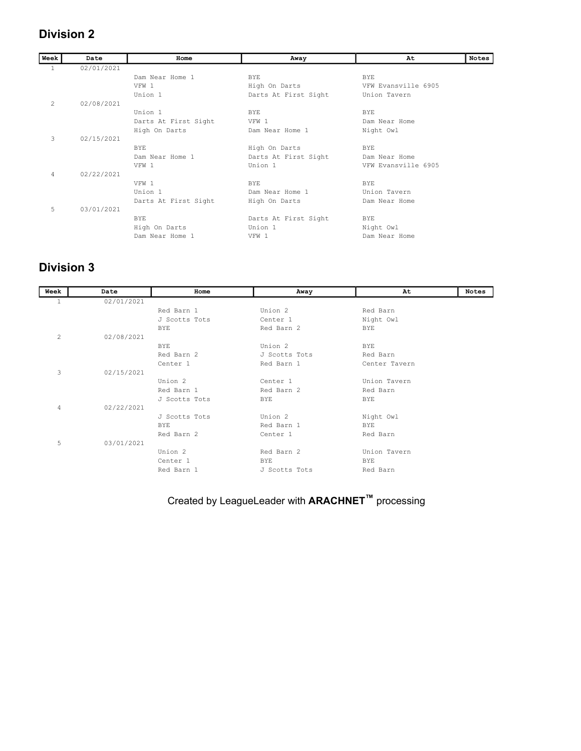## Division 2

| Week | Date | Home | Away | At | Notes |
|---|---|---|---|---|---|
| 1 | 02/01/2021 | | | | |
| | | Dam Near Home 1 | BYE | BYE | |
| | | VFW 1 | High On Darts | VFW Evansville 6905 | |
| | | Union 1 | Darts At First Sight | Union Tavern | |
| 2 | 02/08/2021 | | | | |
| | | Union 1 | BYE | BYE | |
| | | Darts At First Sight | VFW 1 | Dam Near Home | |
| | | High On Darts | Dam Near Home 1 | Night Owl | |
| 3 | 02/15/2021 | | | | |
| | | BYE | High On Darts | BYE | |
| | | Dam Near Home 1 | Darts At First Sight | Dam Near Home | |
| | | VFW 1 | Union 1 | VFW Evansville 6905 | |
| 4 | 02/22/2021 | | | | |
| | | VFW 1 | BYE | BYE | |
| | | Union 1 | Dam Near Home 1 | Union Tavern | |
| | | Darts At First Sight | High On Darts | Dam Near Home | |
| 5 | 03/01/2021 | | | | |
| | | BYE | Darts At First Sight | BYE | |
| | | High On Darts | Union 1 | Night Owl | |
| | | Dam Near Home 1 | VFW 1 | Dam Near Home | |

## Division 3

| Week | Date | Home | Away | At | Notes |
|---|---|---|---|---|---|
| 1 | 02/01/2021 | | | | |
| | | Red Barn 1 | Union 2 | Red Barn | |
| | | J Scotts Tots | Center 1 | Night Owl | |
| | | BYE | Red Barn 2 | BYE | |
| 2 | 02/08/2021 | | | | |
| | | BYE | Union 2 | BYE | |
| | | Red Barn 2 | J Scotts Tots | Red Barn | |
| | | Center 1 | Red Barn 1 | Center Tavern | |
| 3 | 02/15/2021 | | | | |
| | | Union 2 | Center 1 | Union Tavern | |
| | | Red Barn 1 | Red Barn 2 | Red Barn | |
| | | J Scotts Tots | BYE | BYE | |
| 4 | 02/22/2021 | | | | |
| | | J Scotts Tots | Union 2 | Night Owl | |
| | | BYE | Red Barn 1 | BYE | |
| | | Red Barn 2 | Center 1 | Red Barn | |
| 5 | 03/01/2021 | | | | |
| | | Union 2 | Red Barn 2 | Union Tavern | |
| | | Center 1 | BYE | BYE | |
| | | Red Barn 1 | J Scotts Tots | Red Barn | |

Created by LeagueLeader with **ARACHNET™** processing